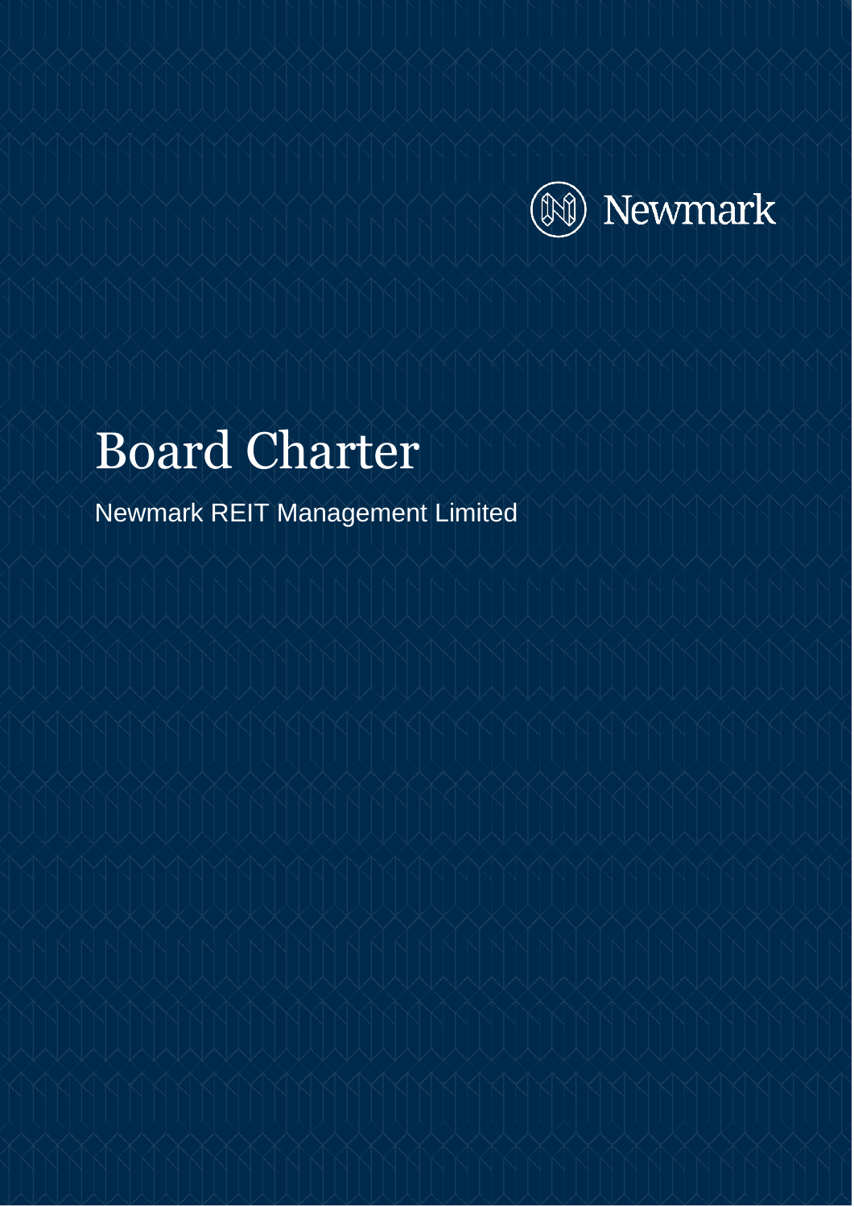Newmark

# Board Charter

Newmark REIT Management Limited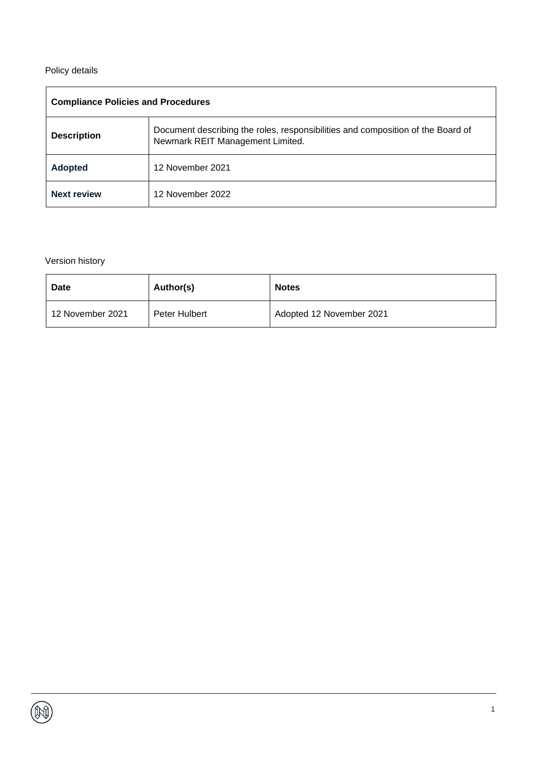Policy details

| **Compliance Policies and Procedures** | |
|---|---|
| **Description** | Document describing the roles, responsibilities and composition of the Board of Newmark REIT Management Limited. |
| **Adopted** | 12 November 2021 |
| **Next review** | 12 November 2022 |

Version history

| **Date** | **Author(s)** | **Notes** |
|---|---|---|
| 12 November 2021 | Peter Hulbert | Adopted 12 November 2021 |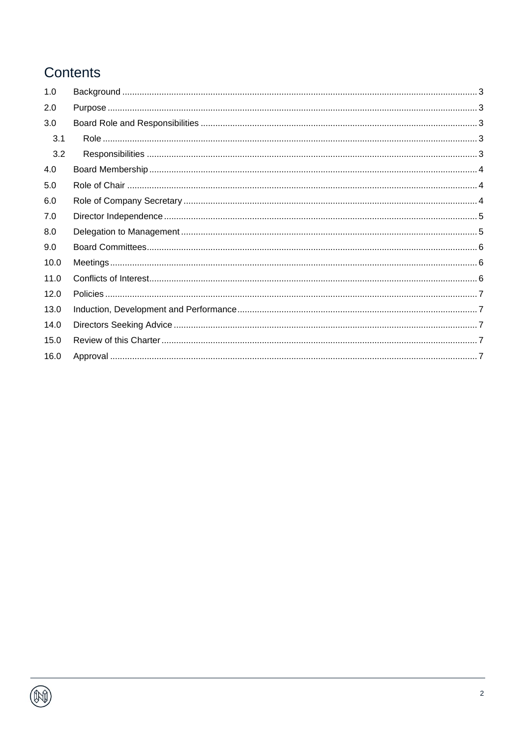# Contents

| | | |
|---|---|---|
| 1.0 | Background | 3 |
| 2.0 | Purpose | 3 |
| 3.0 | Board Role and Responsibilities | 3 |
| 3.1 | Role | 3 |
| 3.2 | Responsibilities | 3 |
| 4.0 | Board Membership | 4 |
| 5.0 | Role of Chair | 4 |
| 6.0 | Role of Company Secretary | 4 |
| 7.0 | Director Independence | 5 |
| 8.0 | Delegation to Management | 5 |
| 9.0 | Board Committees | 6 |
| 10.0 | Meetings | 6 |
| 11.0 | Conflicts of Interest | 6 |
| 12.0 | Policies | 7 |
| 13.0 | Induction, Development and Performance | 7 |
| 14.0 | Directors Seeking Advice | 7 |
| 15.0 | Review of this Charter | 7 |
| 16.0 | Approval | 7 |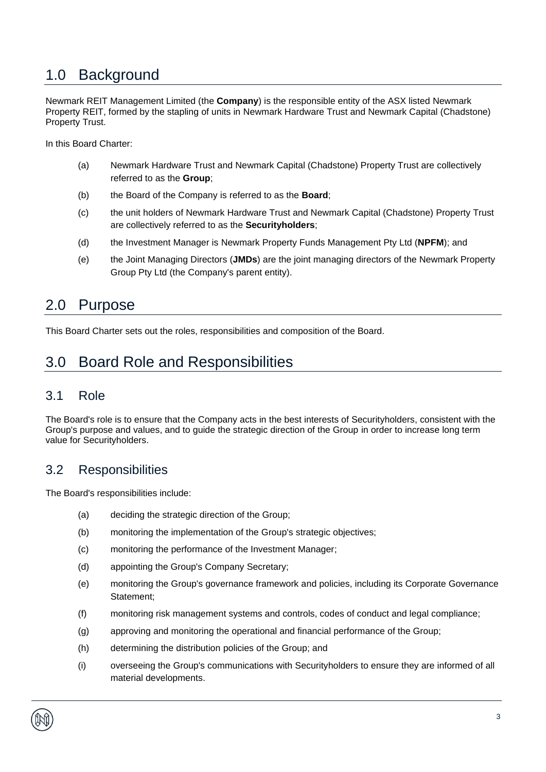# 1.0 Background

Newmark REIT Management Limited (the **Company**) is the responsible entity of the ASX listed Newmark Property REIT, formed by the stapling of units in Newmark Hardware Trust and Newmark Capital (Chadstone) Property Trust.

In this Board Charter:

(a) Newmark Hardware Trust and Newmark Capital (Chadstone) Property Trust are collectively referred to as the **Group**;

(b) the Board of the Company is referred to as the **Board**;

(c) the unit holders of Newmark Hardware Trust and Newmark Capital (Chadstone) Property Trust are collectively referred to as the **Securityholders**;

(d) the Investment Manager is Newmark Property Funds Management Pty Ltd (**NPFM**); and

(e) the Joint Managing Directors (**JMDs**) are the joint managing directors of the Newmark Property Group Pty Ltd (the Company's parent entity).

# 2.0 Purpose

This Board Charter sets out the roles, responsibilities and composition of the Board.

# 3.0 Board Role and Responsibilities

## 3.1 Role

The Board's role is to ensure that the Company acts in the best interests of Securityholders, consistent with the Group's purpose and values, and to guide the strategic direction of the Group in order to increase long term value for Securityholders.

## 3.2 Responsibilities

The Board's responsibilities include:

(a) deciding the strategic direction of the Group;

(b) monitoring the implementation of the Group's strategic objectives;

(c) monitoring the performance of the Investment Manager;

(d) appointing the Group's Company Secretary;

(e) monitoring the Group's governance framework and policies, including its Corporate Governance Statement;

(f) monitoring risk management systems and controls, codes of conduct and legal compliance;

(g) approving and monitoring the operational and financial performance of the Group;

(h) determining the distribution policies of the Group; and

(i) overseeing the Group's communications with Securityholders to ensure they are informed of all material developments.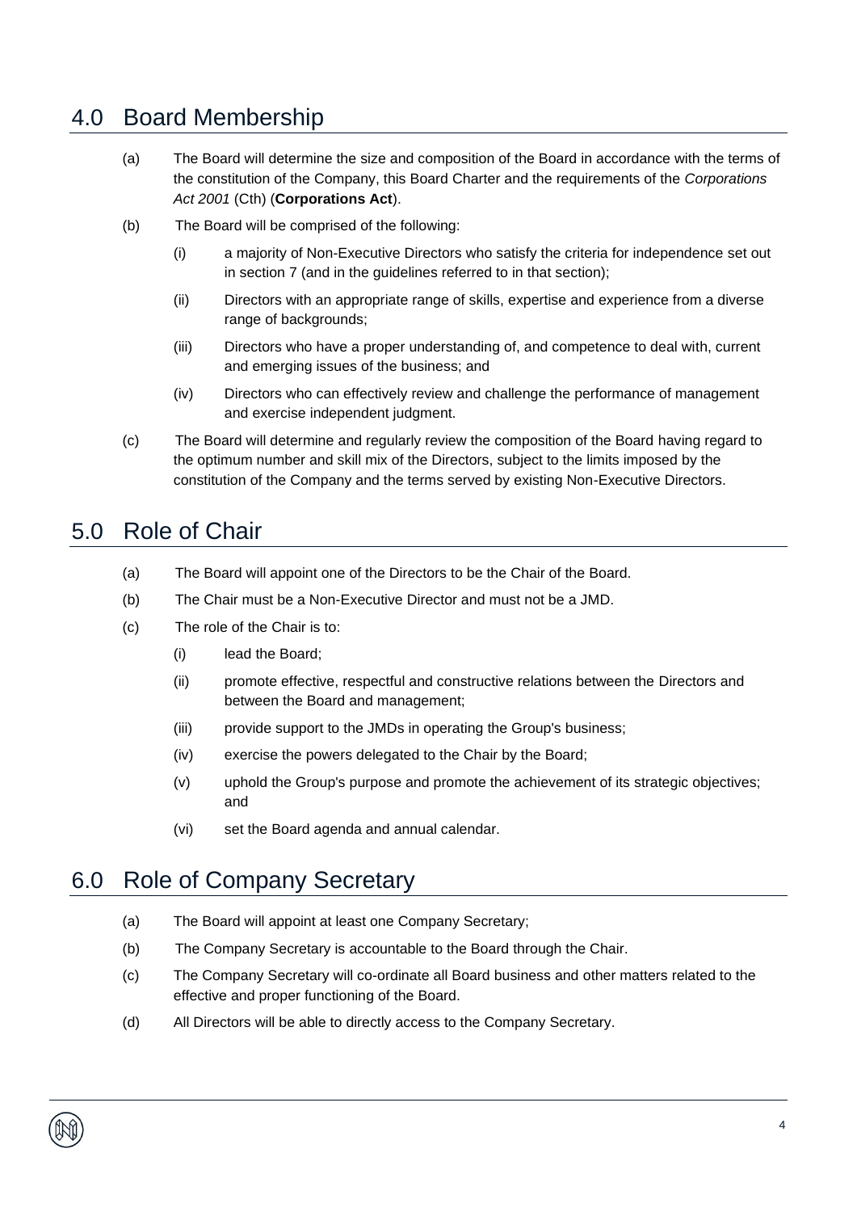## 4.0 Board Membership

(a) The Board will determine the size and composition of the Board in accordance with the terms of the constitution of the Company, this Board Charter and the requirements of the *Corporations Act 2001* (Cth) (**Corporations Act**).

(b) The Board will be comprised of the following:

- (i) a majority of Non-Executive Directors who satisfy the criteria for independence set out in section 7 (and in the guidelines referred to in that section);
- (ii) Directors with an appropriate range of skills, expertise and experience from a diverse range of backgrounds;
- (iii) Directors who have a proper understanding of, and competence to deal with, current and emerging issues of the business; and
- (iv) Directors who can effectively review and challenge the performance of management and exercise independent judgment.

(c) The Board will determine and regularly review the composition of the Board having regard to the optimum number and skill mix of the Directors, subject to the limits imposed by the constitution of the Company and the terms served by existing Non-Executive Directors.

## 5.0 Role of Chair

(a) The Board will appoint one of the Directors to be the Chair of the Board.

(b) The Chair must be a Non-Executive Director and must not be a JMD.

(c) The role of the Chair is to:

- (i) lead the Board;
- (ii) promote effective, respectful and constructive relations between the Directors and between the Board and management;
- (iii) provide support to the JMDs in operating the Group's business;
- (iv) exercise the powers delegated to the Chair by the Board;
- (v) uphold the Group's purpose and promote the achievement of its strategic objectives; and
- (vi) set the Board agenda and annual calendar.

## 6.0 Role of Company Secretary

(a) The Board will appoint at least one Company Secretary;

(b) The Company Secretary is accountable to the Board through the Chair.

(c) The Company Secretary will co-ordinate all Board business and other matters related to the effective and proper functioning of the Board.

(d) All Directors will be able to directly access to the Company Secretary.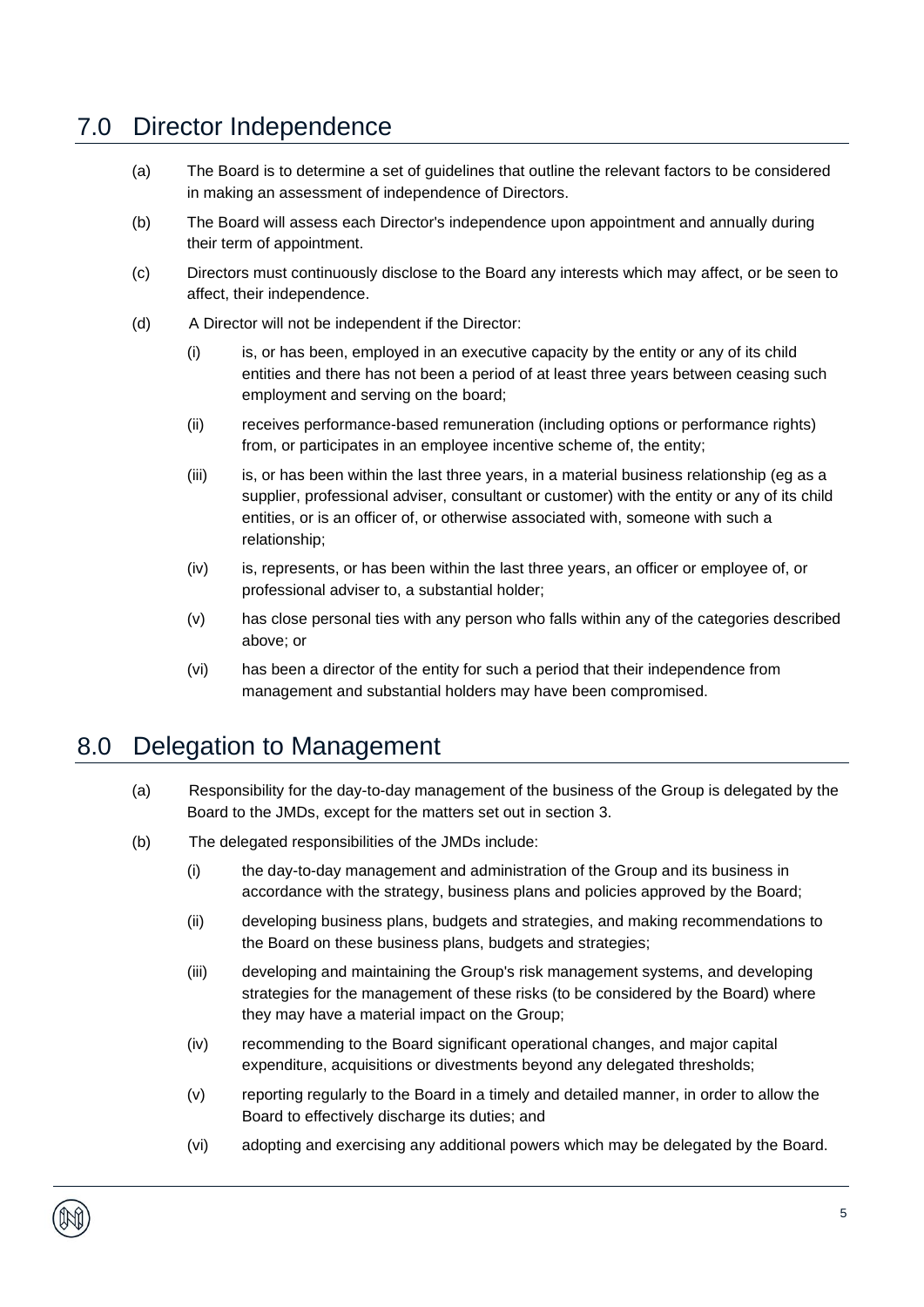## 7.0 Director Independence

(a) The Board is to determine a set of guidelines that outline the relevant factors to be considered in making an assessment of independence of Directors.

(b) The Board will assess each Director's independence upon appointment and annually during their term of appointment.

(c) Directors must continuously disclose to the Board any interests which may affect, or be seen to affect, their independence.

(d) A Director will not be independent if the Director:

  (i) is, or has been, employed in an executive capacity by the entity or any of its child entities and there has not been a period of at least three years between ceasing such employment and serving on the board;

  (ii) receives performance-based remuneration (including options or performance rights) from, or participates in an employee incentive scheme of, the entity;

  (iii) is, or has been within the last three years, in a material business relationship (eg as a supplier, professional adviser, consultant or customer) with the entity or any of its child entities, or is an officer of, or otherwise associated with, someone with such a relationship;

  (iv) is, represents, or has been within the last three years, an officer or employee of, or professional adviser to, a substantial holder;

  (v) has close personal ties with any person who falls within any of the categories described above; or

  (vi) has been a director of the entity for such a period that their independence from management and substantial holders may have been compromised.

## 8.0 Delegation to Management

(a) Responsibility for the day-to-day management of the business of the Group is delegated by the Board to the JMDs, except for the matters set out in section 3.

(b) The delegated responsibilities of the JMDs include:

  (i) the day-to-day management and administration of the Group and its business in accordance with the strategy, business plans and policies approved by the Board;

  (ii) developing business plans, budgets and strategies, and making recommendations to the Board on these business plans, budgets and strategies;

  (iii) developing and maintaining the Group's risk management systems, and developing strategies for the management of these risks (to be considered by the Board) where they may have a material impact on the Group;

  (iv) recommending to the Board significant operational changes, and major capital expenditure, acquisitions or divestments beyond any delegated thresholds;

  (v) reporting regularly to the Board in a timely and detailed manner, in order to allow the Board to effectively discharge its duties; and

  (vi) adopting and exercising any additional powers which may be delegated by the Board.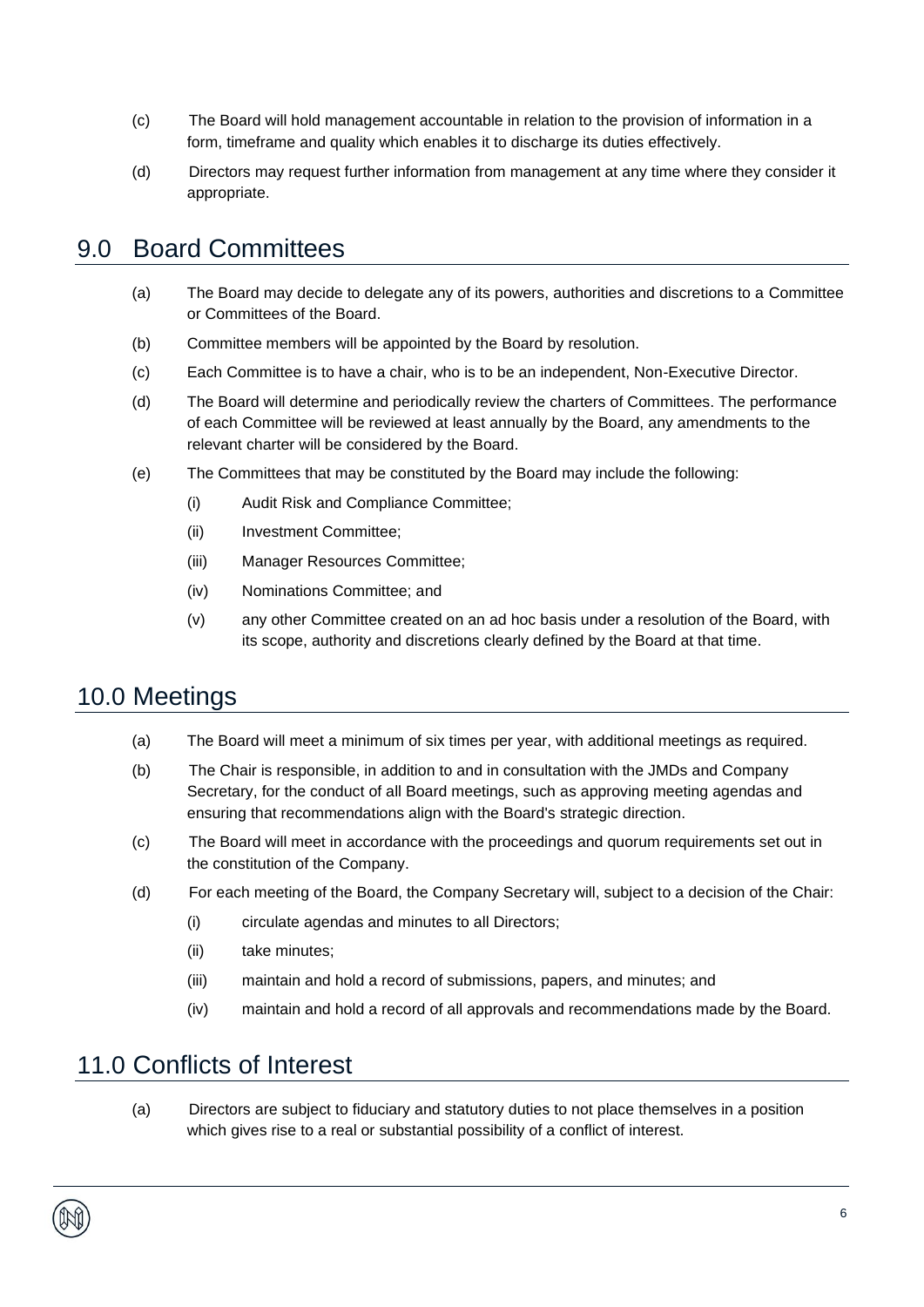(c) The Board will hold management accountable in relation to the provision of information in a form, timeframe and quality which enables it to discharge its duties effectively.

(d) Directors may request further information from management at any time where they consider it appropriate.

## 9.0 Board Committees

(a) The Board may decide to delegate any of its powers, authorities and discretions to a Committee or Committees of the Board.

(b) Committee members will be appointed by the Board by resolution.

(c) Each Committee is to have a chair, who is to be an independent, Non-Executive Director.

(d) The Board will determine and periodically review the charters of Committees. The performance of each Committee will be reviewed at least annually by the Board, any amendments to the relevant charter will be considered by the Board.

(e) The Committees that may be constituted by the Board may include the following:

- (i) Audit Risk and Compliance Committee;
- (ii) Investment Committee;
- (iii) Manager Resources Committee;
- (iv) Nominations Committee; and
- (v) any other Committee created on an ad hoc basis under a resolution of the Board, with its scope, authority and discretions clearly defined by the Board at that time.

## 10.0 Meetings

(a) The Board will meet a minimum of six times per year, with additional meetings as required.

(b) The Chair is responsible, in addition to and in consultation with the JMDs and Company Secretary, for the conduct of all Board meetings, such as approving meeting agendas and ensuring that recommendations align with the Board's strategic direction.

(c) The Board will meet in accordance with the proceedings and quorum requirements set out in the constitution of the Company.

(d) For each meeting of the Board, the Company Secretary will, subject to a decision of the Chair:

- (i) circulate agendas and minutes to all Directors;
- (ii) take minutes;
- (iii) maintain and hold a record of submissions, papers, and minutes; and
- (iv) maintain and hold a record of all approvals and recommendations made by the Board.

## 11.0 Conflicts of Interest

(a) Directors are subject to fiduciary and statutory duties to not place themselves in a position which gives rise to a real or substantial possibility of a conflict of interest.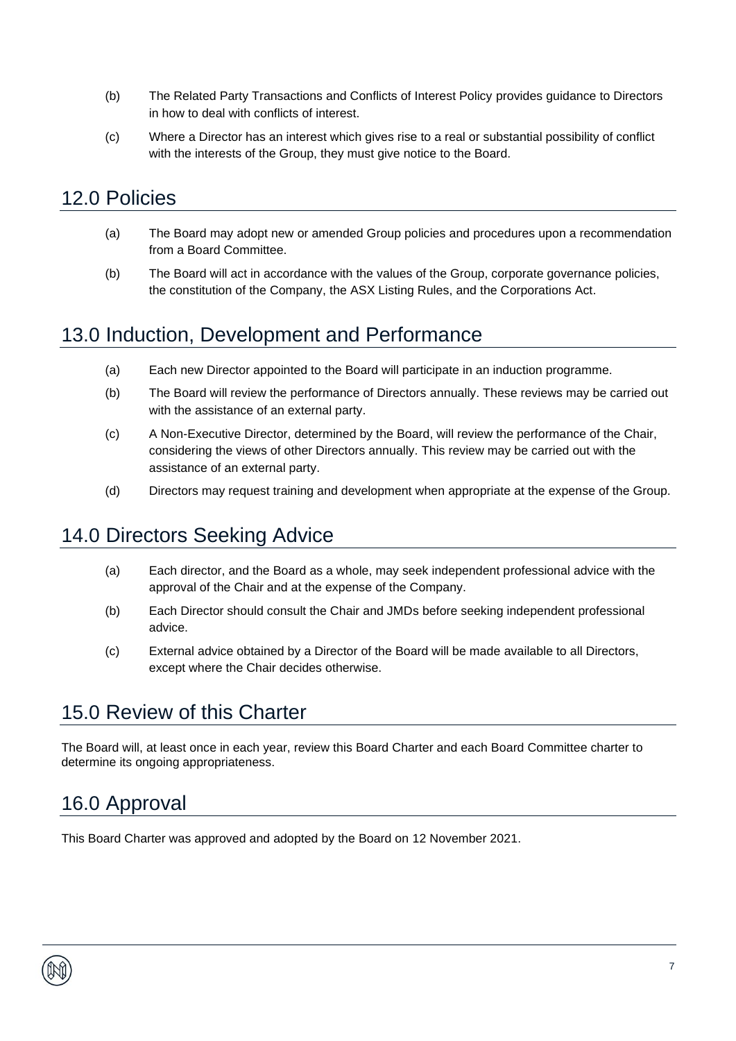(b) The Related Party Transactions and Conflicts of Interest Policy provides guidance to Directors in how to deal with conflicts of interest.

(c) Where a Director has an interest which gives rise to a real or substantial possibility of conflict with the interests of the Group, they must give notice to the Board.

## 12.0 Policies

(a) The Board may adopt new or amended Group policies and procedures upon a recommendation from a Board Committee.

(b) The Board will act in accordance with the values of the Group, corporate governance policies, the constitution of the Company, the ASX Listing Rules, and the Corporations Act.

## 13.0 Induction, Development and Performance

(a) Each new Director appointed to the Board will participate in an induction programme.

(b) The Board will review the performance of Directors annually. These reviews may be carried out with the assistance of an external party.

(c) A Non-Executive Director, determined by the Board, will review the performance of the Chair, considering the views of other Directors annually. This review may be carried out with the assistance of an external party.

(d) Directors may request training and development when appropriate at the expense of the Group.

## 14.0 Directors Seeking Advice

(a) Each director, and the Board as a whole, may seek independent professional advice with the approval of the Chair and at the expense of the Company.

(b) Each Director should consult the Chair and JMDs before seeking independent professional advice.

(c) External advice obtained by a Director of the Board will be made available to all Directors, except where the Chair decides otherwise.

## 15.0 Review of this Charter

The Board will, at least once in each year, review this Board Charter and each Board Committee charter to determine its ongoing appropriateness.

## 16.0 Approval

This Board Charter was approved and adopted by the Board on 12 November 2021.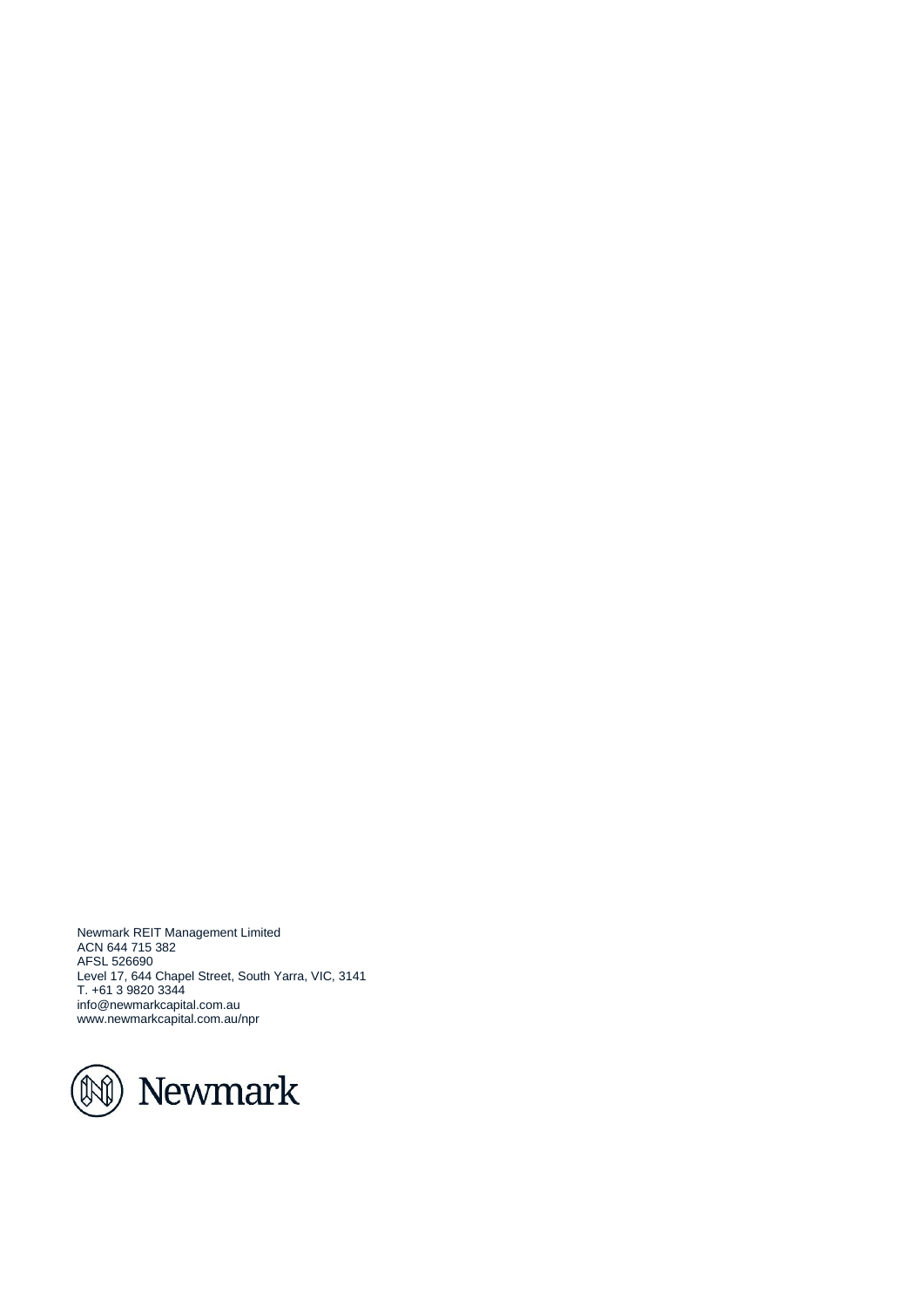Newmark REIT Management Limited
ACN 644 715 382
AFSL 526690
Level 17, 644 Chapel Street, South Yarra, VIC, 3141
T. +61 3 9820 3344
info@newmarkcapital.com.au
www.newmarkcapital.com.au/npr

Newmark